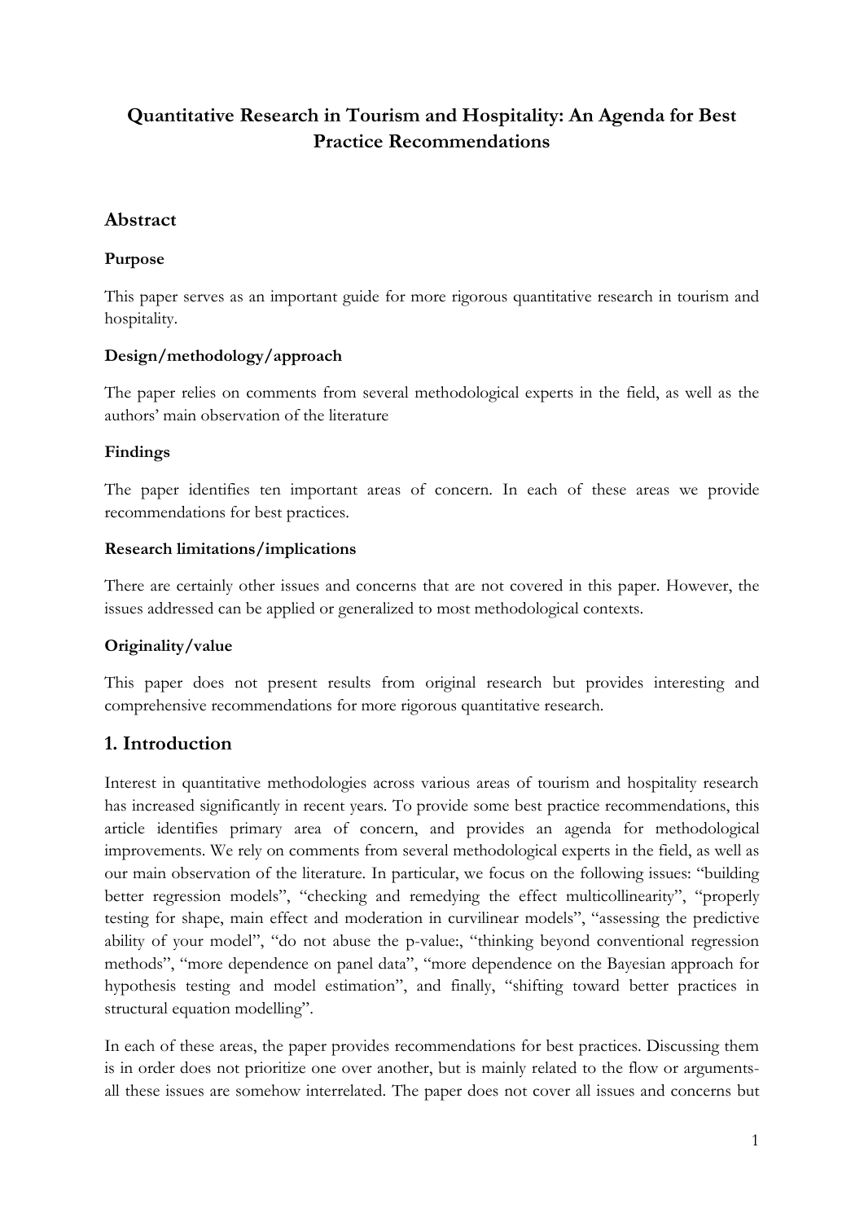# Quantitative Research in Tourism and Hospitality: An Agenda for Best Practice Recommendations

## Abstract

### Purpose

This paper serves as an important guide for more rigorous quantitative research in tourism and hospitality.

### Design/methodology/approach

The paper relies on comments from several methodological experts in the field, as well as the authors' main observation of the literature

### Findings

The paper identifies ten important areas of concern. In each of these areas we provide recommendations for best practices.

### Research limitations/implications

There are certainly other issues and concerns that are not covered in this paper. However, the issues addressed can be applied or generalized to most methodological contexts.

### Originality/value

This paper does not present results from original research but provides interesting and comprehensive recommendations for more rigorous quantitative research.

## 1. Introduction

Interest in quantitative methodologies across various areas of tourism and hospitality research has increased significantly in recent years. To provide some best practice recommendations, this article identifies primary area of concern, and provides an agenda for methodological improvements. We rely on comments from several methodological experts in the field, as well as our main observation of the literature. In particular, we focus on the following issues: "building better regression models", "checking and remedying the effect multicollinearity", "properly testing for shape, main effect and moderation in curvilinear models", "assessing the predictive ability of your model", "do not abuse the p-value:, "thinking beyond conventional regression methods", "more dependence on panel data", "more dependence on the Bayesian approach for hypothesis testing and model estimation", and finally, "shifting toward better practices in structural equation modelling".

In each of these areas, the paper provides recommendations for best practices. Discussing them is in order does not prioritize one over another, but is mainly related to the flow or arguments-all these issues are somehow interrelated. The paper does not cover all issues and concerns but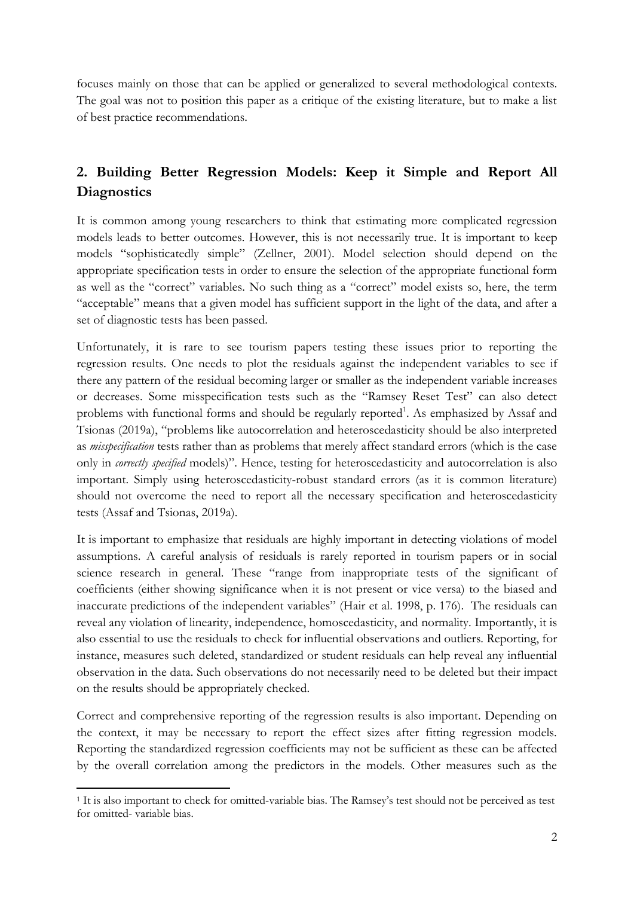focuses mainly on those that can be applied or generalized to several methodological contexts. The goal was not to position this paper as a critique of the existing literature, but to make a list of best practice recommendations.

## 2. Building Better Regression Models: Keep it Simple and Report All Diagnostics

It is common among young researchers to think that estimating more complicated regression models leads to better outcomes. However, this is not necessarily true. It is important to keep models "sophisticatedly simple" (Zellner, 2001). Model selection should depend on the appropriate specification tests in order to ensure the selection of the appropriate functional form as well as the "correct" variables. No such thing as a "correct" model exists so, here, the term "acceptable" means that a given model has sufficient support in the light of the data, and after a set of diagnostic tests has been passed.

Unfortunately, it is rare to see tourism papers testing these issues prior to reporting the regression results. One needs to plot the residuals against the independent variables to see if there any pattern of the residual becoming larger or smaller as the independent variable increases or decreases. Some misspecification tests such as the "Ramsey Reset Test" can also detect problems with functional forms and should be regularly reported[1]. As emphasized by Assaf and Tsionas (2019a), "problems like autocorrelation and heteroscedasticity should be also interpreted as *misspecification* tests rather than as problems that merely affect standard errors (which is the case only in *correctly specified* models)". Hence, testing for heteroscedasticity and autocorrelation is also important. Simply using heteroscedasticity-robust standard errors (as it is common literature) should not overcome the need to report all the necessary specification and heteroscedasticity tests (Assaf and Tsionas, 2019a).

It is important to emphasize that residuals are highly important in detecting violations of model assumptions. A careful analysis of residuals is rarely reported in tourism papers or in social science research in general. These "range from inappropriate tests of the significant of coefficients (either showing significance when it is not present or vice versa) to the biased and inaccurate predictions of the independent variables" (Hair et al. 1998, p. 176). The residuals can reveal any violation of linearity, independence, homoscedasticity, and normality. Importantly, it is also essential to use the residuals to check for influential observations and outliers. Reporting, for instance, measures such deleted, standardized or student residuals can help reveal any influential observation in the data. Such observations do not necessarily need to be deleted but their impact on the results should be appropriately checked.

Correct and comprehensive reporting of the regression results is also important. Depending on the context, it may be necessary to report the effect sizes after fitting regression models. Reporting the standardized regression coefficients may not be sufficient as these can be affected by the overall correlation among the predictors in the models. Other measures such as the

---

[1] It is also important to check for omitted-variable bias. The Ramsey's test should not be perceived as test for omitted- variable bias.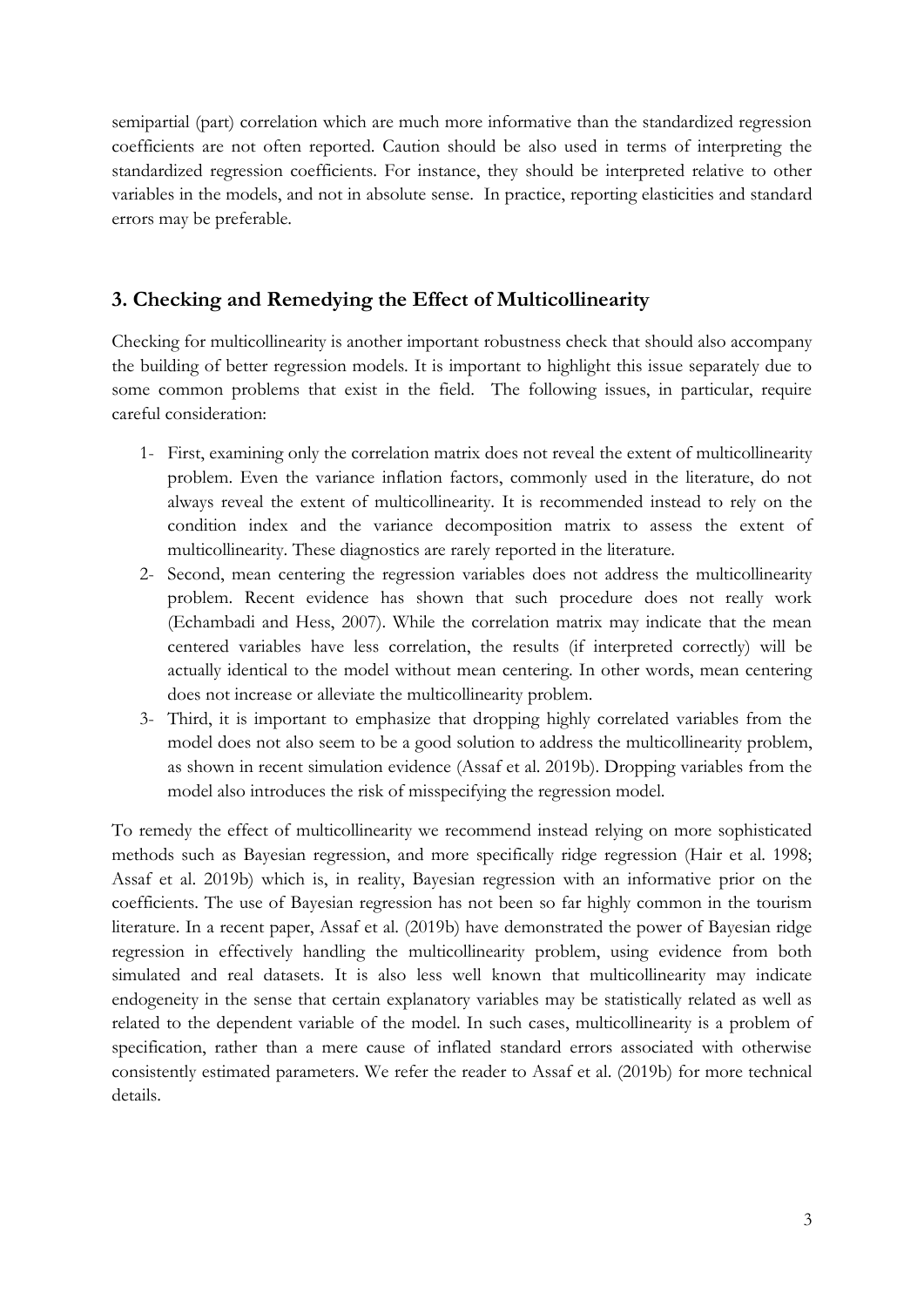semipartial (part) correlation which are much more informative than the standardized regression coefficients are not often reported. Caution should be also used in terms of interpreting the standardized regression coefficients. For instance, they should be interpreted relative to other variables in the models, and not in absolute sense. In practice, reporting elasticities and standard errors may be preferable.

## 3. Checking and Remedying the Effect of Multicollinearity

Checking for multicollinearity is another important robustness check that should also accompany the building of better regression models. It is important to highlight this issue separately due to some common problems that exist in the field. The following issues, in particular, require careful consideration:

1- First, examining only the correlation matrix does not reveal the extent of multicollinearity problem. Even the variance inflation factors, commonly used in the literature, do not always reveal the extent of multicollinearity. It is recommended instead to rely on the condition index and the variance decomposition matrix to assess the extent of multicollinearity. These diagnostics are rarely reported in the literature.

2- Second, mean centering the regression variables does not address the multicollinearity problem. Recent evidence has shown that such procedure does not really work (Echambadi and Hess, 2007). While the correlation matrix may indicate that the mean centered variables have less correlation, the results (if interpreted correctly) will be actually identical to the model without mean centering. In other words, mean centering does not increase or alleviate the multicollinearity problem.

3- Third, it is important to emphasize that dropping highly correlated variables from the model does not also seem to be a good solution to address the multicollinearity problem, as shown in recent simulation evidence (Assaf et al. 2019b). Dropping variables from the model also introduces the risk of misspecifying the regression model.

To remedy the effect of multicollinearity we recommend instead relying on more sophisticated methods such as Bayesian regression, and more specifically ridge regression (Hair et al. 1998; Assaf et al. 2019b) which is, in reality, Bayesian regression with an informative prior on the coefficients. The use of Bayesian regression has not been so far highly common in the tourism literature. In a recent paper, Assaf et al. (2019b) have demonstrated the power of Bayesian ridge regression in effectively handling the multicollinearity problem, using evidence from both simulated and real datasets. It is also less well known that multicollinearity may indicate endogeneity in the sense that certain explanatory variables may be statistically related as well as related to the dependent variable of the model. In such cases, multicollinearity is a problem of specification, rather than a mere cause of inflated standard errors associated with otherwise consistently estimated parameters. We refer the reader to Assaf et al. (2019b) for more technical details.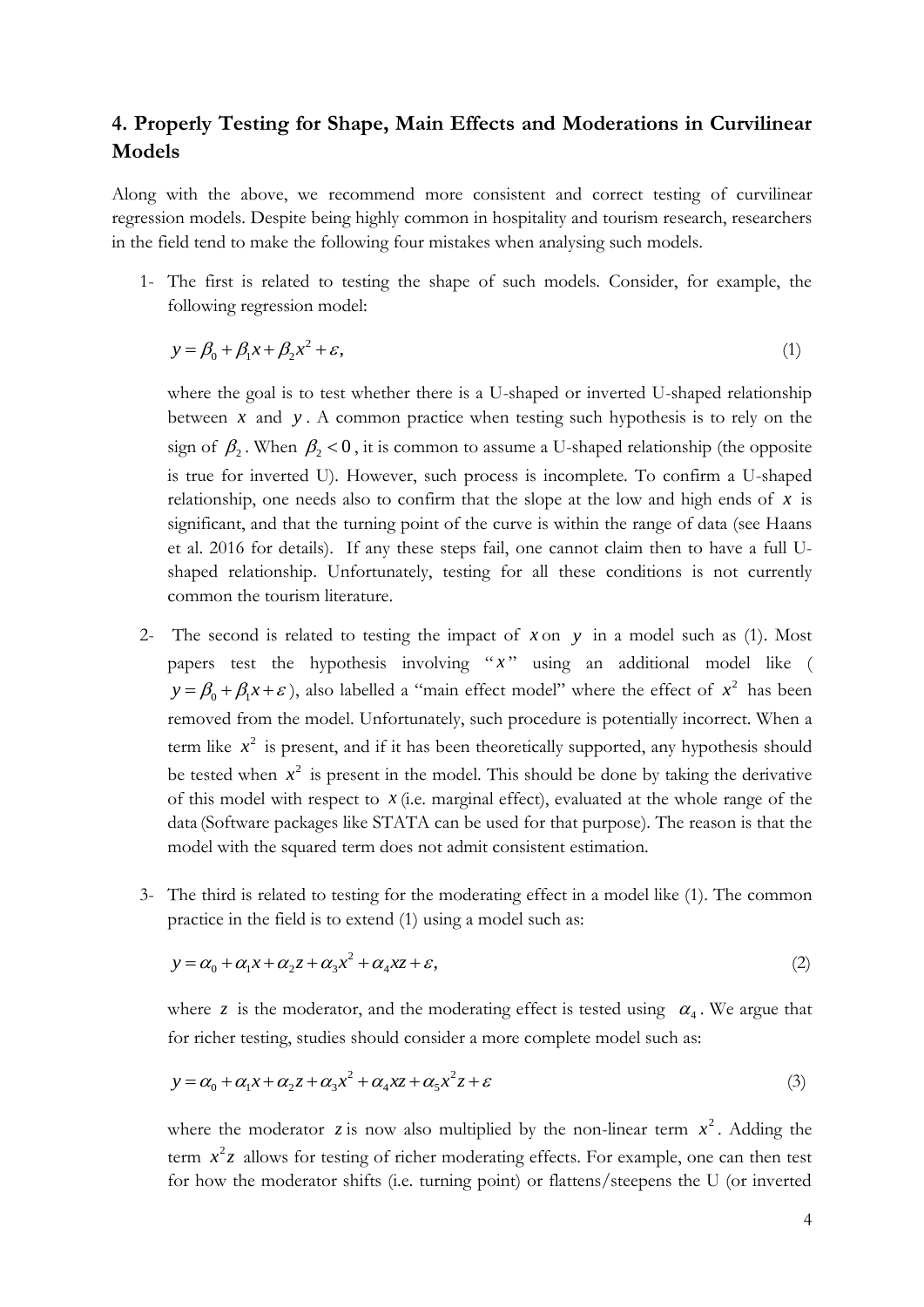## 4. Properly Testing for Shape, Main Effects and Moderations in Curvilinear Models

Along with the above, we recommend more consistent and correct testing of curvilinear regression models. Despite being highly common in hospitality and tourism research, researchers in the field tend to make the following four mistakes when analysing such models.

1- The first is related to testing the shape of such models. Consider, for example, the following regression model:

$$y = \beta_0 + \beta_1 x + \beta_2 x^2 + \varepsilon, \tag{1}$$

where the goal is to test whether there is a U-shaped or inverted U-shaped relationship between $x$ and $y$. A common practice when testing such hypothesis is to rely on the sign of $\beta_2$. When $\beta_2 < 0$, it is common to assume a U-shaped relationship (the opposite is true for inverted U). However, such process is incomplete. To confirm a U-shaped relationship, one needs also to confirm that the slope at the low and high ends of $x$ is significant, and that the turning point of the curve is within the range of data (see Haans et al. 2016 for details). If any these steps fail, one cannot claim then to have a full U-shaped relationship. Unfortunately, testing for all these conditions is not currently common the tourism literature.

2- The second is related to testing the impact of $x$ on $y$ in a model such as (1). Most papers test the hypothesis involving "$x$" using an additional model like ($y = \beta_0 + \beta_1 x + \varepsilon$), also labelled a "main effect model" where the effect of $x^2$ has been removed from the model. Unfortunately, such procedure is potentially incorrect. When a term like $x^2$ is present, and if it has been theoretically supported, any hypothesis should be tested when $x^2$ is present in the model. This should be done by taking the derivative of this model with respect to $x$ (i.e. marginal effect), evaluated at the whole range of the data (Software packages like STATA can be used for that purpose). The reason is that the model with the squared term does not admit consistent estimation.

3- The third is related to testing for the moderating effect in a model like (1). The common practice in the field is to extend (1) using a model such as:

$$y = \alpha_0 + \alpha_1 x + \alpha_2 z + \alpha_3 x^2 + \alpha_4 xz + \varepsilon, \tag{2}$$

where $z$ is the moderator, and the moderating effect is tested using $\alpha_4$. We argue that for richer testing, studies should consider a more complete model such as:

$$y = \alpha_0 + \alpha_1 x + \alpha_2 z + \alpha_3 x^2 + \alpha_4 xz + \alpha_5 x^2 z + \varepsilon \tag{3}$$

where the moderator $z$ is now also multiplied by the non-linear term $x^2$. Adding the term $x^2 z$ allows for testing of richer moderating effects. For example, one can then test for how the moderator shifts (i.e. turning point) or flattens/steepens the U (or inverted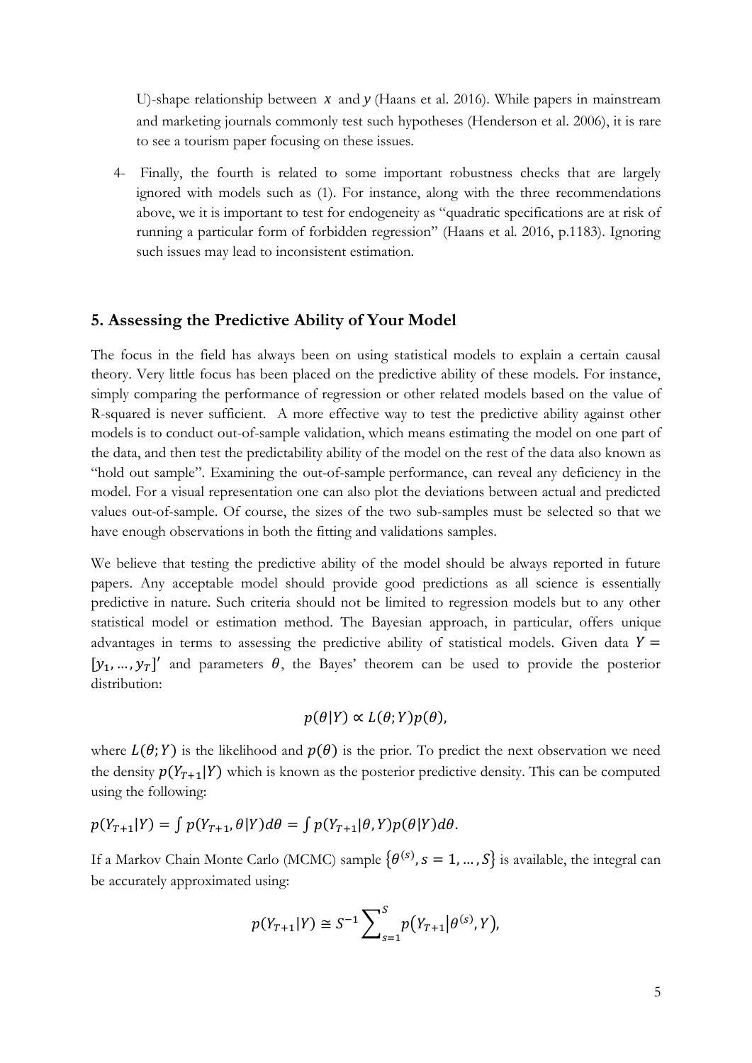U)-shape relationship between $x$ and $y$ (Haans et al. 2016). While papers in mainstream and marketing journals commonly test such hypotheses (Henderson et al. 2006), it is rare to see a tourism paper focusing on these issues.

4- Finally, the fourth is related to some important robustness checks that are largely ignored with models such as (1). For instance, along with the three recommendations above, we it is important to test for endogeneity as "quadratic specifications are at risk of running a particular form of forbidden regression" (Haans et al. 2016, p.1183). Ignoring such issues may lead to inconsistent estimation.

## 5. Assessing the Predictive Ability of Your Model

The focus in the field has always been on using statistical models to explain a certain causal theory. Very little focus has been placed on the predictive ability of these models. For instance, simply comparing the performance of regression or other related models based on the value of R-squared is never sufficient. A more effective way to test the predictive ability against other models is to conduct out-of-sample validation, which means estimating the model on one part of the data, and then test the predictability ability of the model on the rest of the data also known as "hold out sample". Examining the out-of-sample performance, can reveal any deficiency in the model. For a visual representation one can also plot the deviations between actual and predicted values out-of-sample. Of course, the sizes of the two sub-samples must be selected so that we have enough observations in both the fitting and validations samples.

We believe that testing the predictive ability of the model should be always reported in future papers. Any acceptable model should provide good predictions as all science is essentially predictive in nature. Such criteria should not be limited to regression models but to any other statistical model or estimation method. The Bayesian approach, in particular, offers unique advantages in terms to assessing the predictive ability of statistical models. Given data $Y = [y_1, \ldots, y_T]'$ and parameters $\theta$, the Bayes' theorem can be used to provide the posterior distribution:

$$p(\theta|Y) \propto L(\theta; Y)p(\theta),$$

where $L(\theta; Y)$ is the likelihood and $p(\theta)$ is the prior. To predict the next observation we need the density $p(Y_{T+1}|Y)$ which is known as the posterior predictive density. This can be computed using the following:

$$p(Y_{T+1}|Y) = \int p(Y_{T+1}, \theta|Y)d\theta = \int p(Y_{T+1}|\theta, Y)p(\theta|Y)d\theta.$$

If a Markov Chain Monte Carlo (MCMC) sample $\{\theta^{(s)}, s = 1, \ldots, S\}$ is available, the integral can be accurately approximated using:

$$p(Y_{T+1}|Y) \cong S^{-1} \sum_{s=1}^{S} p\left(Y_{T+1} \middle| \theta^{(s)}, Y\right),$$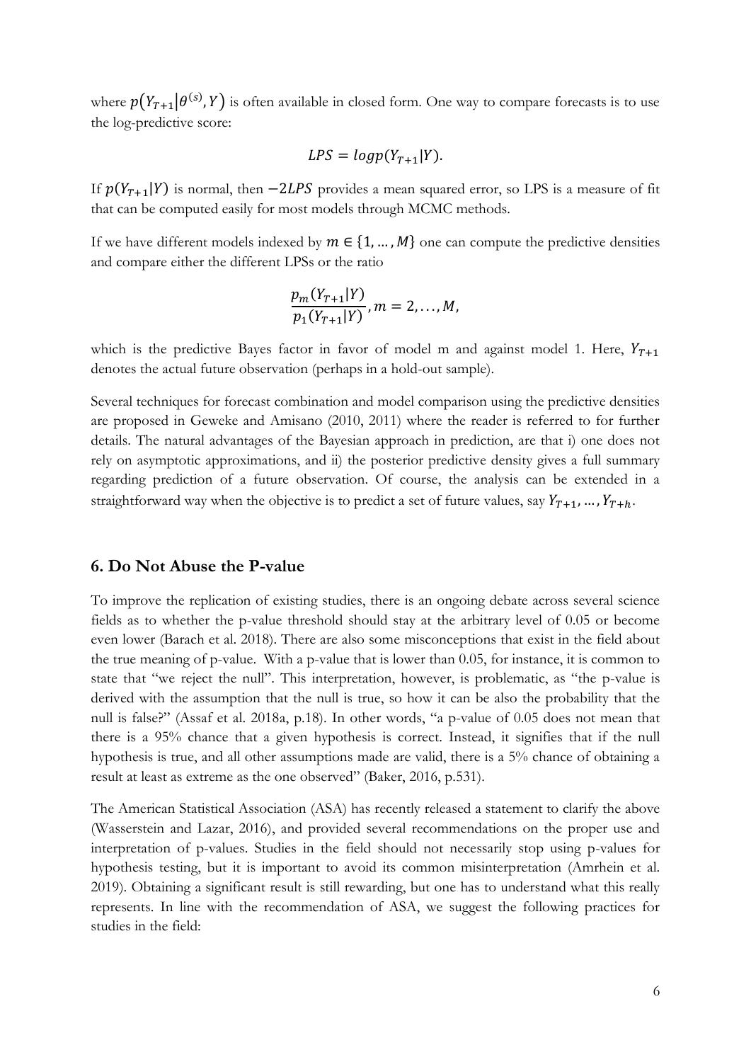where $p(Y_{T+1}|\theta^{(s)}, Y)$ is often available in closed form. One way to compare forecasts is to use the log-predictive score:

$$LPS = log p(Y_{T+1}|Y).$$

If $p(Y_{T+1}|Y)$ is normal, then $-2LPS$ provides a mean squared error, so LPS is a measure of fit that can be computed easily for most models through MCMC methods.

If we have different models indexed by $m \in \{1, \ldots, M\}$ one can compute the predictive densities and compare either the different LPSs or the ratio

$$\frac{p_m(Y_{T+1}|Y)}{p_1(Y_{T+1}|Y)}, m = 2, \ldots, M,$$

which is the predictive Bayes factor in favor of model m and against model 1. Here, $Y_{T+1}$ denotes the actual future observation (perhaps in a hold-out sample).

Several techniques for forecast combination and model comparison using the predictive densities are proposed in Geweke and Amisano (2010, 2011) where the reader is referred to for further details. The natural advantages of the Bayesian approach in prediction, are that i) one does not rely on asymptotic approximations, and ii) the posterior predictive density gives a full summary regarding prediction of a future observation. Of course, the analysis can be extended in a straightforward way when the objective is to predict a set of future values, say $Y_{T+1}, \ldots, Y_{T+h}$.

## 6. Do Not Abuse the P-value

To improve the replication of existing studies, there is an ongoing debate across several science fields as to whether the p-value threshold should stay at the arbitrary level of 0.05 or become even lower (Barach et al. 2018). There are also some misconceptions that exist in the field about the true meaning of p-value. With a p-value that is lower than 0.05, for instance, it is common to state that "we reject the null". This interpretation, however, is problematic, as "the p-value is derived with the assumption that the null is true, so how it can be also the probability that the null is false?" (Assaf et al. 2018a, p.18). In other words, "a p-value of 0.05 does not mean that there is a 95% chance that a given hypothesis is correct. Instead, it signifies that if the null hypothesis is true, and all other assumptions made are valid, there is a 5% chance of obtaining a result at least as extreme as the one observed" (Baker, 2016, p.531).

The American Statistical Association (ASA) has recently released a statement to clarify the above (Wasserstein and Lazar, 2016), and provided several recommendations on the proper use and interpretation of p-values. Studies in the field should not necessarily stop using p-values for hypothesis testing, but it is important to avoid its common misinterpretation (Amrhein et al. 2019). Obtaining a significant result is still rewarding, but one has to understand what this really represents. In line with the recommendation of ASA, we suggest the following practices for studies in the field: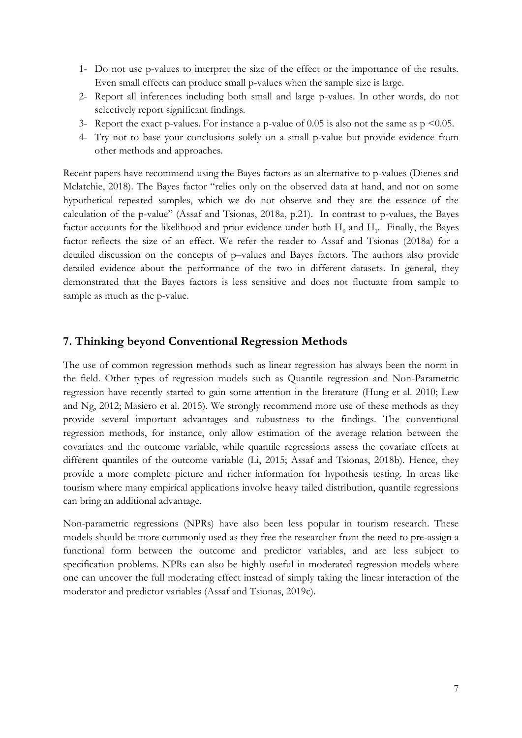1- Do not use p-values to interpret the size of the effect or the importance of the results. Even small effects can produce small p-values when the sample size is large.
2- Report all inferences including both small and large p-values. In other words, do not selectively report significant findings.
3- Report the exact p-values. For instance a p-value of 0.05 is also not the same as $p < 0.05$.
4- Try not to base your conclusions solely on a small p-value but provide evidence from other methods and approaches.

Recent papers have recommend using the Bayes factors as an alternative to p-values (Dienes and Mclatchie, 2018). The Bayes factor "relies only on the observed data at hand, and not on some hypothetical repeated samples, which we do not observe and they are the essence of the calculation of the p-value" (Assaf and Tsionas, 2018a, p.21). In contrast to p-values, the Bayes factor accounts for the likelihood and prior evidence under both $H_0$ and $H_1$. Finally, the Bayes factor reflects the size of an effect. We refer the reader to Assaf and Tsionas (2018a) for a detailed discussion on the concepts of p–values and Bayes factors. The authors also provide detailed evidence about the performance of the two in different datasets. In general, they demonstrated that the Bayes factors is less sensitive and does not fluctuate from sample to sample as much as the p-value.

## 7. Thinking beyond Conventional Regression Methods

The use of common regression methods such as linear regression has always been the norm in the field. Other types of regression models such as Quantile regression and Non-Parametric regression have recently started to gain some attention in the literature (Hung et al. 2010; Lew and Ng, 2012; Masiero et al. 2015). We strongly recommend more use of these methods as they provide several important advantages and robustness to the findings. The conventional regression methods, for instance, only allow estimation of the average relation between the covariates and the outcome variable, while quantile regressions assess the covariate effects at different quantiles of the outcome variable (Li, 2015; Assaf and Tsionas, 2018b). Hence, they provide a more complete picture and richer information for hypothesis testing. In areas like tourism where many empirical applications involve heavy tailed distribution, quantile regressions can bring an additional advantage.

Non-parametric regressions (NPRs) have also been less popular in tourism research. These models should be more commonly used as they free the researcher from the need to pre-assign a functional form between the outcome and predictor variables, and are less subject to specification problems. NPRs can also be highly useful in moderated regression models where one can uncover the full moderating effect instead of simply taking the linear interaction of the moderator and predictor variables (Assaf and Tsionas, 2019c).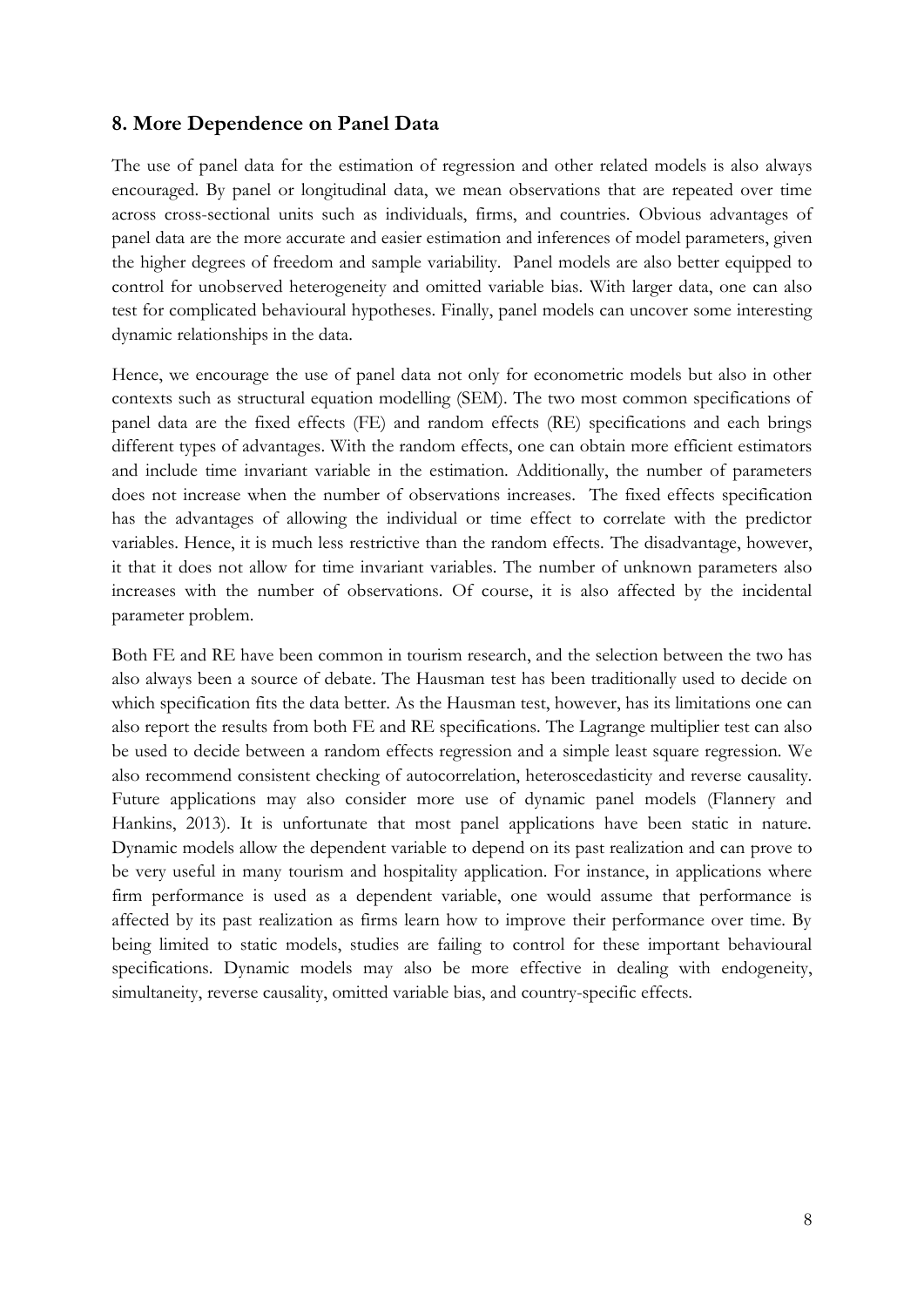## 8. More Dependence on Panel Data

The use of panel data for the estimation of regression and other related models is also always encouraged. By panel or longitudinal data, we mean observations that are repeated over time across cross-sectional units such as individuals, firms, and countries. Obvious advantages of panel data are the more accurate and easier estimation and inferences of model parameters, given the higher degrees of freedom and sample variability. Panel models are also better equipped to control for unobserved heterogeneity and omitted variable bias. With larger data, one can also test for complicated behavioural hypotheses. Finally, panel models can uncover some interesting dynamic relationships in the data.

Hence, we encourage the use of panel data not only for econometric models but also in other contexts such as structural equation modelling (SEM). The two most common specifications of panel data are the fixed effects (FE) and random effects (RE) specifications and each brings different types of advantages. With the random effects, one can obtain more efficient estimators and include time invariant variable in the estimation. Additionally, the number of parameters does not increase when the number of observations increases. The fixed effects specification has the advantages of allowing the individual or time effect to correlate with the predictor variables. Hence, it is much less restrictive than the random effects. The disadvantage, however, it that it does not allow for time invariant variables. The number of unknown parameters also increases with the number of observations. Of course, it is also affected by the incidental parameter problem.

Both FE and RE have been common in tourism research, and the selection between the two has also always been a source of debate. The Hausman test has been traditionally used to decide on which specification fits the data better. As the Hausman test, however, has its limitations one can also report the results from both FE and RE specifications. The Lagrange multiplier test can also be used to decide between a random effects regression and a simple least square regression. We also recommend consistent checking of autocorrelation, heteroscedasticity and reverse causality. Future applications may also consider more use of dynamic panel models (Flannery and Hankins, 2013). It is unfortunate that most panel applications have been static in nature. Dynamic models allow the dependent variable to depend on its past realization and can prove to be very useful in many tourism and hospitality application. For instance, in applications where firm performance is used as a dependent variable, one would assume that performance is affected by its past realization as firms learn how to improve their performance over time. By being limited to static models, studies are failing to control for these important behavioural specifications. Dynamic models may also be more effective in dealing with endogeneity, simultaneity, reverse causality, omitted variable bias, and country-specific effects.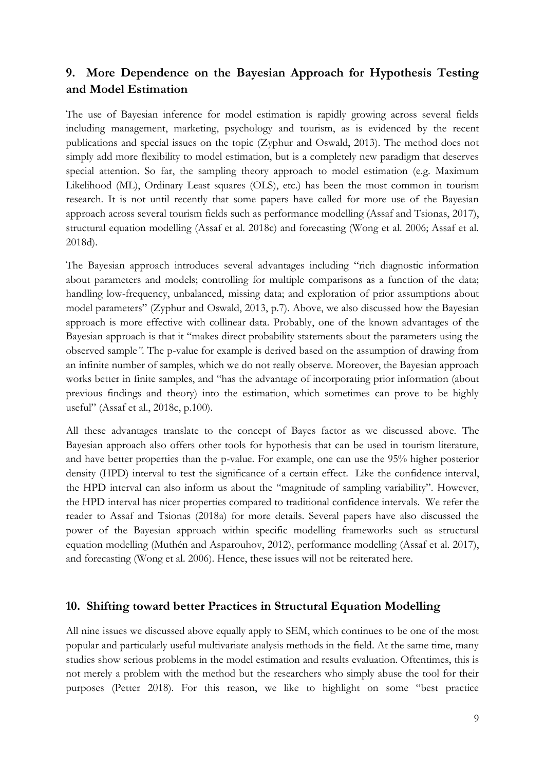## 9. More Dependence on the Bayesian Approach for Hypothesis Testing and Model Estimation

The use of Bayesian inference for model estimation is rapidly growing across several fields including management, marketing, psychology and tourism, as is evidenced by the recent publications and special issues on the topic (Zyphur and Oswald, 2013). The method does not simply add more flexibility to model estimation, but is a completely new paradigm that deserves special attention. So far, the sampling theory approach to model estimation (e.g. Maximum Likelihood (ML), Ordinary Least squares (OLS), etc.) has been the most common in tourism research. It is not until recently that some papers have called for more use of the Bayesian approach across several tourism fields such as performance modelling (Assaf and Tsionas, 2017), structural equation modelling (Assaf et al. 2018c) and forecasting (Wong et al. 2006; Assaf et al. 2018d).

The Bayesian approach introduces several advantages including "rich diagnostic information about parameters and models; controlling for multiple comparisons as a function of the data; handling low-frequency, unbalanced, missing data; and exploration of prior assumptions about model parameters" (Zyphur and Oswald, 2013, p.7). Above, we also discussed how the Bayesian approach is more effective with collinear data. Probably, one of the known advantages of the Bayesian approach is that it "makes direct probability statements about the parameters using the observed sample*"*. The p-value for example is derived based on the assumption of drawing from an infinite number of samples, which we do not really observe. Moreover, the Bayesian approach works better in finite samples, and "has the advantage of incorporating prior information (about previous findings and theory) into the estimation, which sometimes can prove to be highly useful" (Assaf et al., 2018c, p.100).

All these advantages translate to the concept of Bayes factor as we discussed above. The Bayesian approach also offers other tools for hypothesis that can be used in tourism literature, and have better properties than the p-value. For example, one can use the 95% higher posterior density (HPD) interval to test the significance of a certain effect. Like the confidence interval, the HPD interval can also inform us about the "magnitude of sampling variability". However, the HPD interval has nicer properties compared to traditional confidence intervals. We refer the reader to Assaf and Tsionas (2018a) for more details. Several papers have also discussed the power of the Bayesian approach within specific modelling frameworks such as structural equation modelling (Muthén and Asparouhov, 2012), performance modelling (Assaf et al. 2017), and forecasting (Wong et al. 2006). Hence, these issues will not be reiterated here.

## 10. Shifting toward better Practices in Structural Equation Modelling

All nine issues we discussed above equally apply to SEM, which continues to be one of the most popular and particularly useful multivariate analysis methods in the field. At the same time, many studies show serious problems in the model estimation and results evaluation. Oftentimes, this is not merely a problem with the method but the researchers who simply abuse the tool for their purposes (Petter 2018). For this reason, we like to highlight on some "best practice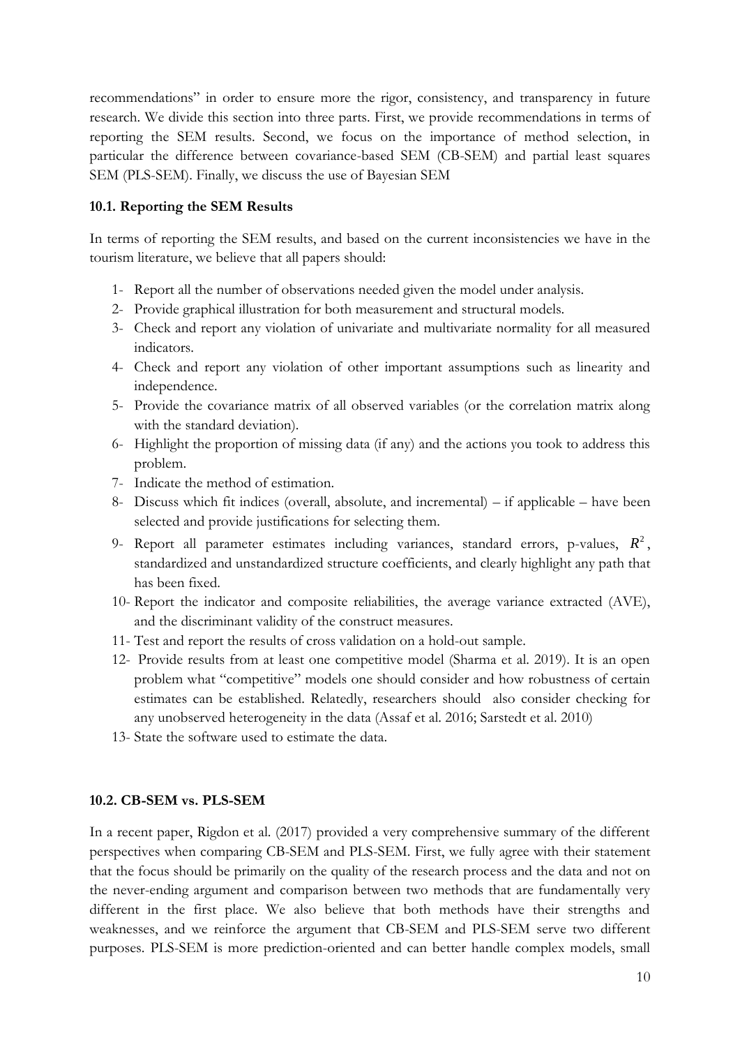recommendations" in order to ensure more the rigor, consistency, and transparency in future research. We divide this section into three parts. First, we provide recommendations in terms of reporting the SEM results. Second, we focus on the importance of method selection, in particular the difference between covariance-based SEM (CB-SEM) and partial least squares SEM (PLS-SEM). Finally, we discuss the use of Bayesian SEM

### 10.1. Reporting the SEM Results

In terms of reporting the SEM results, and based on the current inconsistencies we have in the tourism literature, we believe that all papers should:

1- Report all the number of observations needed given the model under analysis.

2- Provide graphical illustration for both measurement and structural models.

3- Check and report any violation of univariate and multivariate normality for all measured indicators.

4- Check and report any violation of other important assumptions such as linearity and independence.

5- Provide the covariance matrix of all observed variables (or the correlation matrix along with the standard deviation).

6- Highlight the proportion of missing data (if any) and the actions you took to address this problem.

7- Indicate the method of estimation.

8- Discuss which fit indices (overall, absolute, and incremental) – if applicable – have been selected and provide justifications for selecting them.

9- Report all parameter estimates including variances, standard errors, p-values, $R^2$, standardized and unstandardized structure coefficients, and clearly highlight any path that has been fixed.

10- Report the indicator and composite reliabilities, the average variance extracted (AVE), and the discriminant validity of the construct measures.

11- Test and report the results of cross validation on a hold-out sample.

12- Provide results from at least one competitive model (Sharma et al. 2019). It is an open problem what "competitive" models one should consider and how robustness of certain estimates can be established. Relatedly, researchers should also consider checking for any unobserved heterogeneity in the data (Assaf et al. 2016; Sarstedt et al. 2010)

13- State the software used to estimate the data.

### 10.2. CB-SEM vs. PLS-SEM

In a recent paper, Rigdon et al. (2017) provided a very comprehensive summary of the different perspectives when comparing CB-SEM and PLS-SEM. First, we fully agree with their statement that the focus should be primarily on the quality of the research process and the data and not on the never-ending argument and comparison between two methods that are fundamentally very different in the first place. We also believe that both methods have their strengths and weaknesses, and we reinforce the argument that CB-SEM and PLS-SEM serve two different purposes. PLS-SEM is more prediction-oriented and can better handle complex models, small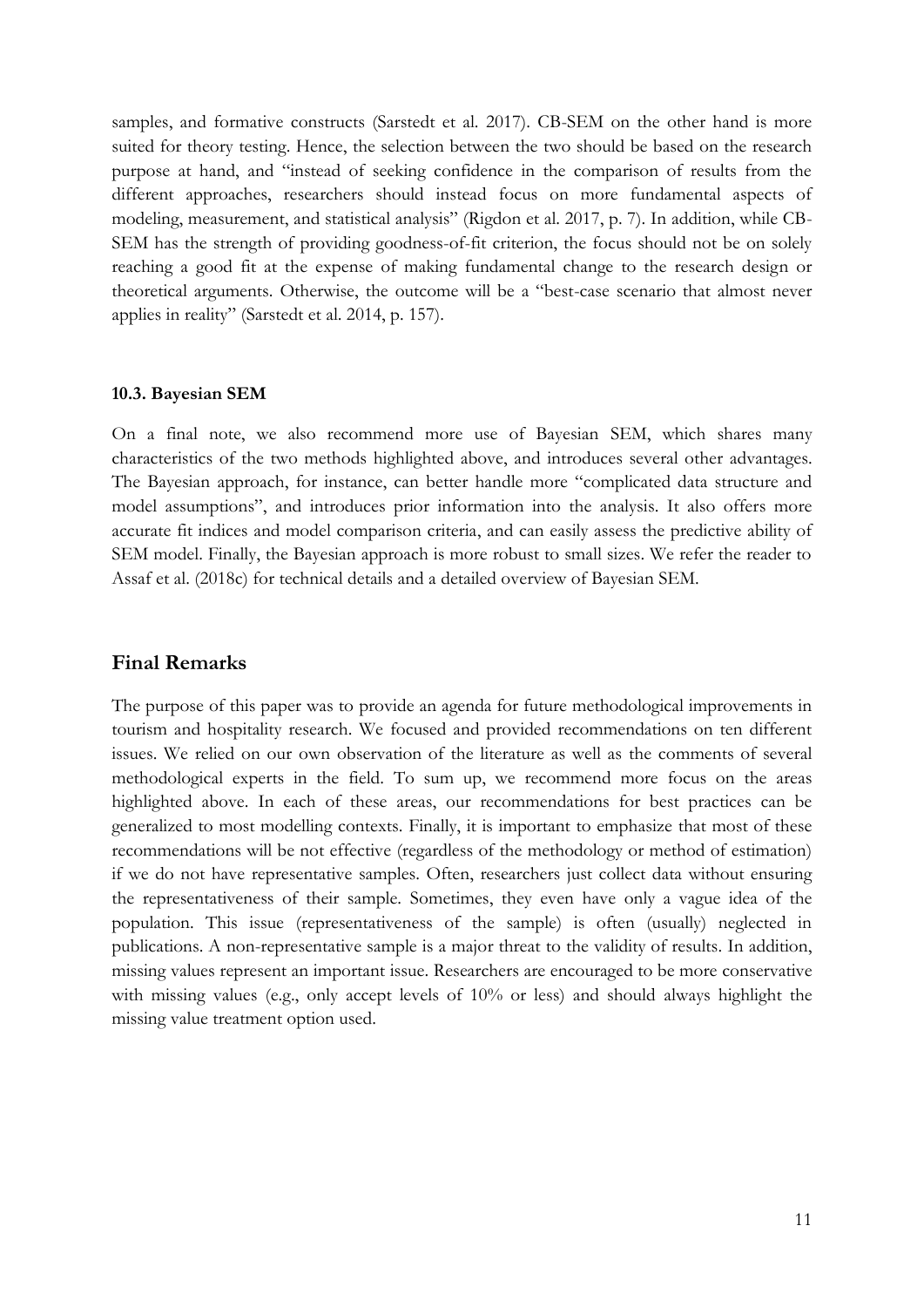samples, and formative constructs (Sarstedt et al. 2017). CB-SEM on the other hand is more suited for theory testing. Hence, the selection between the two should be based on the research purpose at hand, and "instead of seeking confidence in the comparison of results from the different approaches, researchers should instead focus on more fundamental aspects of modeling, measurement, and statistical analysis" (Rigdon et al. 2017, p. 7). In addition, while CB-SEM has the strength of providing goodness-of-fit criterion, the focus should not be on solely reaching a good fit at the expense of making fundamental change to the research design or theoretical arguments. Otherwise, the outcome will be a "best-case scenario that almost never applies in reality" (Sarstedt et al. 2014, p. 157).

### 10.3. Bayesian SEM

On a final note, we also recommend more use of Bayesian SEM, which shares many characteristics of the two methods highlighted above, and introduces several other advantages. The Bayesian approach, for instance, can better handle more "complicated data structure and model assumptions", and introduces prior information into the analysis. It also offers more accurate fit indices and model comparison criteria, and can easily assess the predictive ability of SEM model. Finally, the Bayesian approach is more robust to small sizes. We refer the reader to Assaf et al. (2018c) for technical details and a detailed overview of Bayesian SEM.

## Final Remarks

The purpose of this paper was to provide an agenda for future methodological improvements in tourism and hospitality research. We focused and provided recommendations on ten different issues. We relied on our own observation of the literature as well as the comments of several methodological experts in the field. To sum up, we recommend more focus on the areas highlighted above. In each of these areas, our recommendations for best practices can be generalized to most modelling contexts. Finally, it is important to emphasize that most of these recommendations will be not effective (regardless of the methodology or method of estimation) if we do not have representative samples. Often, researchers just collect data without ensuring the representativeness of their sample. Sometimes, they even have only a vague idea of the population. This issue (representativeness of the sample) is often (usually) neglected in publications. A non-representative sample is a major threat to the validity of results. In addition, missing values represent an important issue. Researchers are encouraged to be more conservative with missing values (e.g., only accept levels of 10% or less) and should always highlight the missing value treatment option used.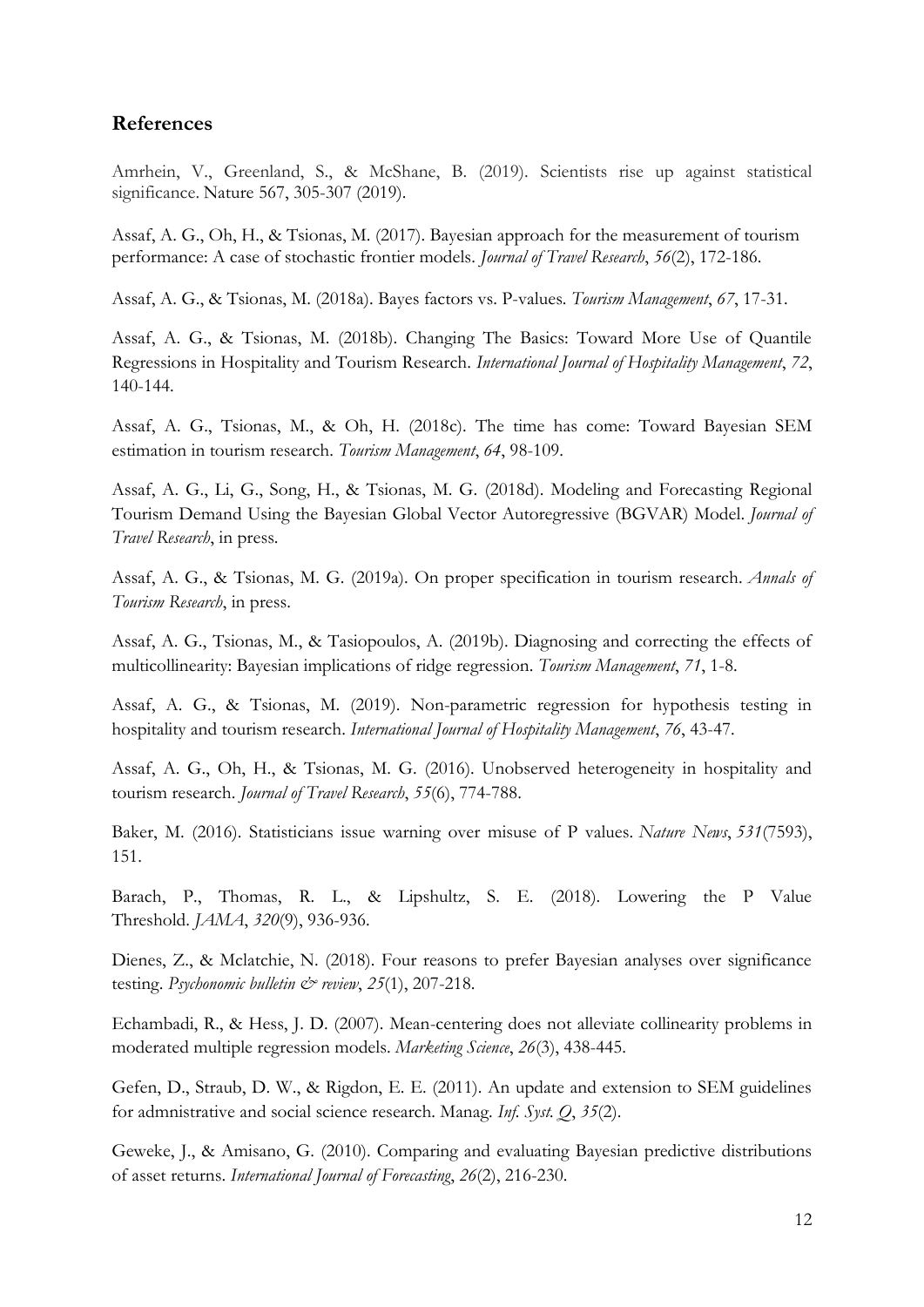## References

Amrhein, V., Greenland, S., & McShane, B. (2019). Scientists rise up against statistical significance. Nature 567, 305-307 (2019).

Assaf, A. G., Oh, H., & Tsionas, M. (2017). Bayesian approach for the measurement of tourism performance: A case of stochastic frontier models. *Journal of Travel Research*, *56*(2), 172-186.

Assaf, A. G., & Tsionas, M. (2018a). Bayes factors vs. P-values. *Tourism Management*, *67*, 17-31.

Assaf, A. G., & Tsionas, M. (2018b). Changing The Basics: Toward More Use of Quantile Regressions in Hospitality and Tourism Research. *International Journal of Hospitality Management*, *72*, 140-144.

Assaf, A. G., Tsionas, M., & Oh, H. (2018c). The time has come: Toward Bayesian SEM estimation in tourism research. *Tourism Management*, *64*, 98-109.

Assaf, A. G., Li, G., Song, H., & Tsionas, M. G. (2018d). Modeling and Forecasting Regional Tourism Demand Using the Bayesian Global Vector Autoregressive (BGVAR) Model. *Journal of Travel Research*, in press.

Assaf, A. G., & Tsionas, M. G. (2019a). On proper specification in tourism research. *Annals of Tourism Research*, in press.

Assaf, A. G., Tsionas, M., & Tasiopoulos, A. (2019b). Diagnosing and correcting the effects of multicollinearity: Bayesian implications of ridge regression. *Tourism Management*, *71*, 1-8.

Assaf, A. G., & Tsionas, M. (2019). Non-parametric regression for hypothesis testing in hospitality and tourism research. *International Journal of Hospitality Management*, *76*, 43-47.

Assaf, A. G., Oh, H., & Tsionas, M. G. (2016). Unobserved heterogeneity in hospitality and tourism research. *Journal of Travel Research*, *55*(6), 774-788.

Baker, M. (2016). Statisticians issue warning over misuse of P values. *Nature News*, *531*(7593), 151.

Barach, P., Thomas, R. L., & Lipshultz, S. E. (2018). Lowering the P Value Threshold. *JAMA*, *320*(9), 936-936.

Dienes, Z., & Mclatchie, N. (2018). Four reasons to prefer Bayesian analyses over significance testing. *Psychonomic bulletin & review*, *25*(1), 207-218.

Echambadi, R., & Hess, J. D. (2007). Mean-centering does not alleviate collinearity problems in moderated multiple regression models. *Marketing Science*, *26*(3), 438-445.

Gefen, D., Straub, D. W., & Rigdon, E. E. (2011). An update and extension to SEM guidelines for admnistrative and social science research. Manag. *Inf. Syst. Q*, *35*(2).

Geweke, J., & Amisano, G. (2010). Comparing and evaluating Bayesian predictive distributions of asset returns. *International Journal of Forecasting*, *26*(2), 216-230.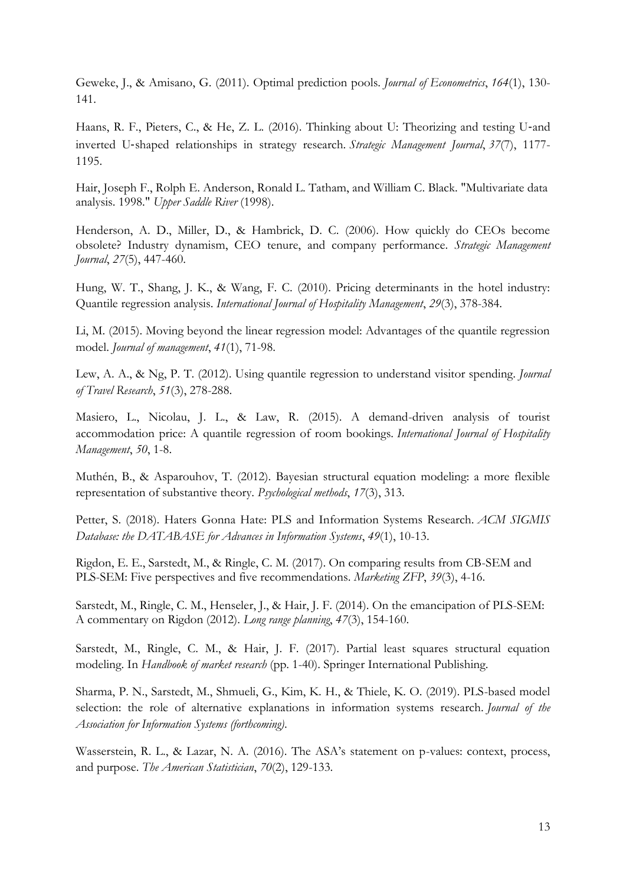Geweke, J., & Amisano, G. (2011). Optimal prediction pools. *Journal of Econometrics*, *164*(1), 130-141.

Haans, R. F., Pieters, C., & He, Z. L. (2016). Thinking about U: Theorizing and testing U‐and inverted U‐shaped relationships in strategy research. *Strategic Management Journal*, *37*(7), 1177-1195.

Hair, Joseph F., Rolph E. Anderson, Ronald L. Tatham, and William C. Black. "Multivariate data analysis. 1998." *Upper Saddle River* (1998).

Henderson, A. D., Miller, D., & Hambrick, D. C. (2006). How quickly do CEOs become obsolete? Industry dynamism, CEO tenure, and company performance. *Strategic Management Journal*, *27*(5), 447-460.

Hung, W. T., Shang, J. K., & Wang, F. C. (2010). Pricing determinants in the hotel industry: Quantile regression analysis. *International Journal of Hospitality Management*, *29*(3), 378-384.

Li, M. (2015). Moving beyond the linear regression model: Advantages of the quantile regression model. *Journal of management*, *41*(1), 71-98.

Lew, A. A., & Ng, P. T. (2012). Using quantile regression to understand visitor spending. *Journal of Travel Research*, *51*(3), 278-288.

Masiero, L., Nicolau, J. L., & Law, R. (2015). A demand-driven analysis of tourist accommodation price: A quantile regression of room bookings. *International Journal of Hospitality Management*, *50*, 1-8.

Muthén, B., & Asparouhov, T. (2012). Bayesian structural equation modeling: a more flexible representation of substantive theory. *Psychological methods*, *17*(3), 313.

Petter, S. (2018). Haters Gonna Hate: PLS and Information Systems Research. *ACM SIGMIS Database: the DATABASE for Advances in Information Systems*, *49*(1), 10-13.

Rigdon, E. E., Sarstedt, M., & Ringle, C. M. (2017). On comparing results from CB-SEM and PLS-SEM: Five perspectives and five recommendations. *Marketing ZFP*, *39*(3), 4-16.

Sarstedt, M., Ringle, C. M., Henseler, J., & Hair, J. F. (2014). On the emancipation of PLS-SEM: A commentary on Rigdon (2012). *Long range planning*, *47*(3), 154-160.

Sarstedt, M., Ringle, C. M., & Hair, J. F. (2017). Partial least squares structural equation modeling. In *Handbook of market research* (pp. 1-40). Springer International Publishing.

Sharma, P. N., Sarstedt, M., Shmueli, G., Kim, K. H., & Thiele, K. O. (2019). PLS-based model selection: the role of alternative explanations in information systems research. *Journal of the Association for Information Systems (forthcoming)*.

Wasserstein, R. L., & Lazar, N. A. (2016). The ASA's statement on p-values: context, process, and purpose. *The American Statistician*, *70*(2), 129-133.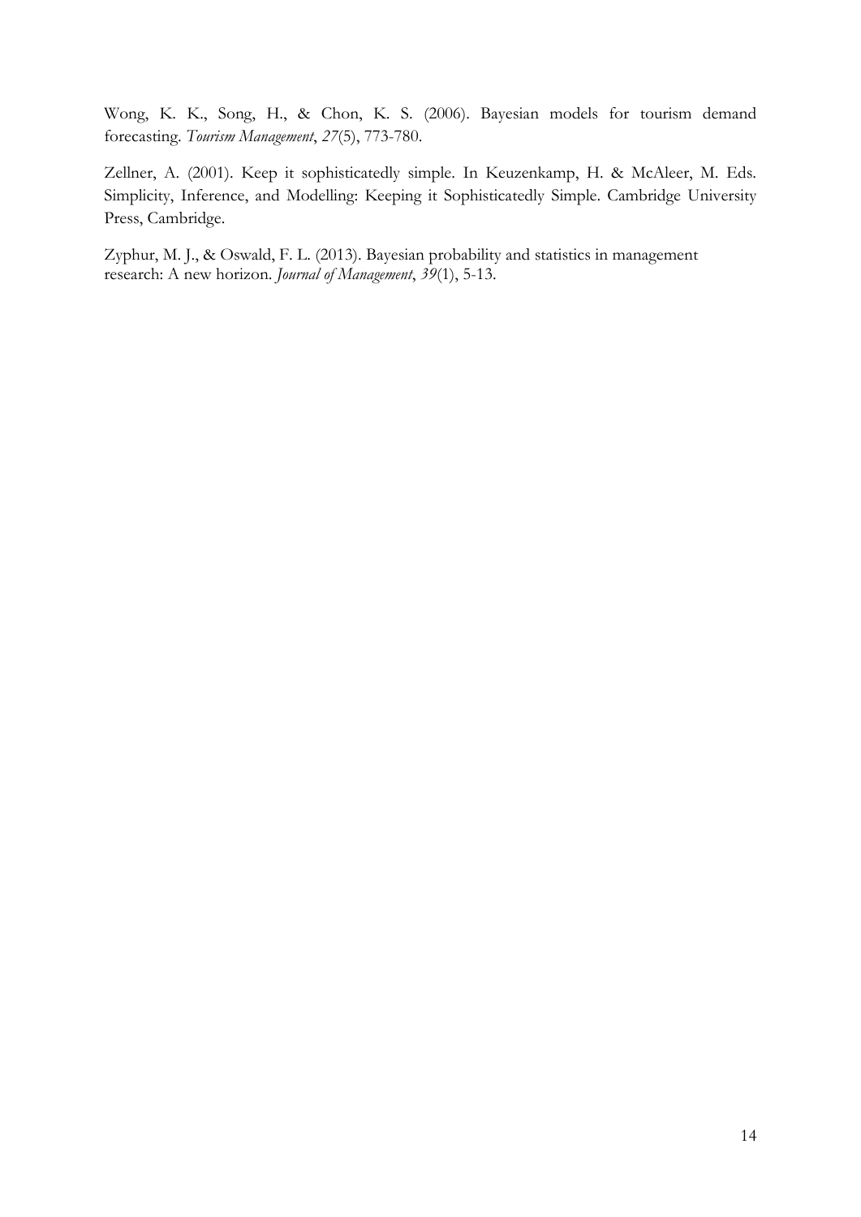Wong, K. K., Song, H., & Chon, K. S. (2006). Bayesian models for tourism demand forecasting. *Tourism Management*, *27*(5), 773-780.

Zellner, A. (2001). Keep it sophisticatedly simple. In Keuzenkamp, H. & McAleer, M. Eds. Simplicity, Inference, and Modelling: Keeping it Sophisticatedly Simple. Cambridge University Press, Cambridge.

Zyphur, M. J., & Oswald, F. L. (2013). Bayesian probability and statistics in management research: A new horizon. *Journal of Management*, *39*(1), 5-13.